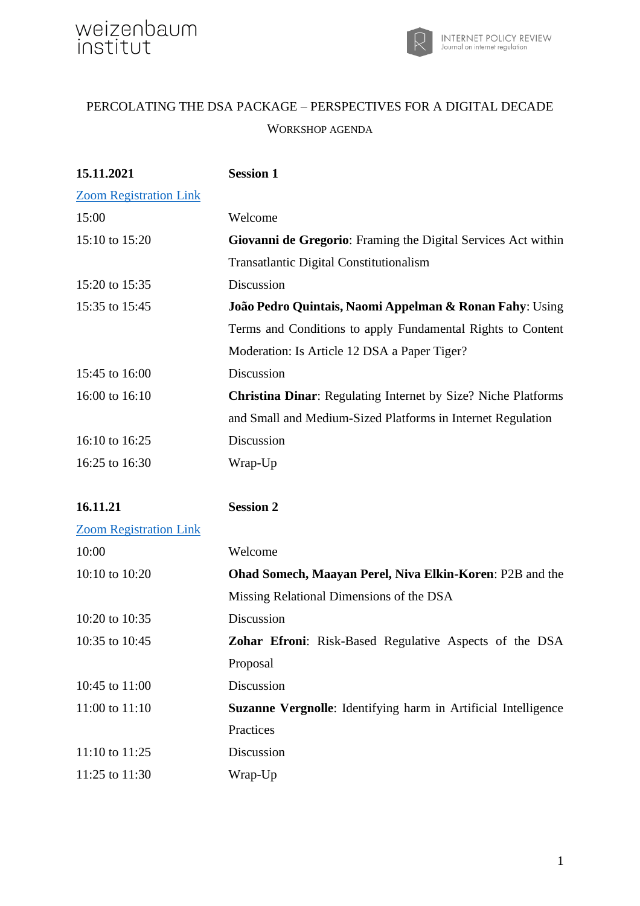weizenbaum institut

INTERNET POLICY REVIEW
Journal on internet regulation

# PERCOLATING THE DSA PACKAGE – PERSPECTIVES FOR A DIGITAL DECADE

## WORKSHOP AGENDA

| **15.11.2021** | **Session 1** |
|---|---|
| Zoom Registration Link | |
| 15:00 | Welcome |
| 15:10 to 15:20 | **Giovanni de Gregorio**: Framing the Digital Services Act within Transatlantic Digital Constitutionalism |
| 15:20 to 15:35 | Discussion |
| 15:35 to 15:45 | **João Pedro Quintais, Naomi Appelman & Ronan Fahy**: Using Terms and Conditions to apply Fundamental Rights to Content Moderation: Is Article 12 DSA a Paper Tiger? |
| 15:45 to 16:00 | Discussion |
| 16:00 to 16:10 | **Christina Dinar**: Regulating Internet by Size? Niche Platforms and Small and Medium-Sized Platforms in Internet Regulation |
| 16:10 to 16:25 | Discussion |
| 16:25 to 16:30 | Wrap-Up |

| **16.11.21** | **Session 2** |
|---|---|
| Zoom Registration Link | |
| 10:00 | Welcome |
| 10:10 to 10:20 | **Ohad Somech, Maayan Perel, Niva Elkin-Koren**: P2B and the Missing Relational Dimensions of the DSA |
| 10:20 to 10:35 | Discussion |
| 10:35 to 10:45 | **Zohar Efroni**: Risk-Based Regulative Aspects of the DSA Proposal |
| 10:45 to 11:00 | Discussion |
| 11:00 to 11:10 | **Suzanne Vergnolle**: Identifying harm in Artificial Intelligence Practices |
| 11:10 to 11:25 | Discussion |
| 11:25 to 11:30 | Wrap-Up |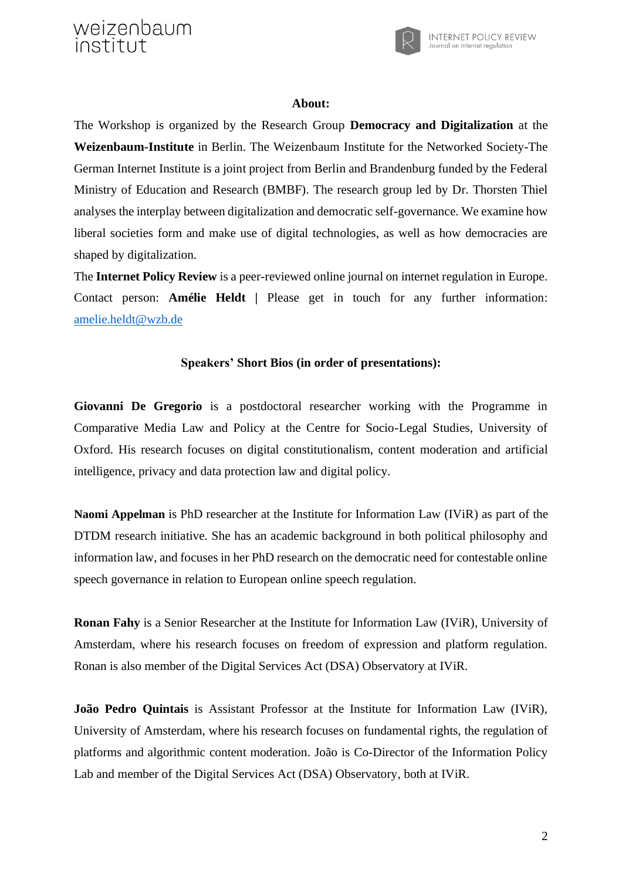**About:**

The Workshop is organized by the Research Group **Democracy and Digitalization** at the **Weizenbaum-Institute** in Berlin. The Weizenbaum Institute for the Networked Society-The German Internet Institute is a joint project from Berlin and Brandenburg funded by the Federal Ministry of Education and Research (BMBF). The research group led by Dr. Thorsten Thiel analyses the interplay between digitalization and democratic self-governance. We examine how liberal societies form and make use of digital technologies, as well as how democracies are shaped by digitalization.

The **Internet Policy Review** is a peer-reviewed online journal on internet regulation in Europe.

Contact person: **Amélie Heldt |** Please get in touch for any further information: amelie.heldt@wzb.de

**Speakers' Short Bios (in order of presentations):**

**Giovanni De Gregorio** is a postdoctoral researcher working with the Programme in Comparative Media Law and Policy at the Centre for Socio-Legal Studies, University of Oxford. His research focuses on digital constitutionalism, content moderation and artificial intelligence, privacy and data protection law and digital policy.

**Naomi Appelman** is PhD researcher at the Institute for Information Law (IViR) as part of the DTDM research initiative. She has an academic background in both political philosophy and information law, and focuses in her PhD research on the democratic need for contestable online speech governance in relation to European online speech regulation.

**Ronan Fahy** is a Senior Researcher at the Institute for Information Law (IViR), University of Amsterdam, where his research focuses on freedom of expression and platform regulation. Ronan is also member of the Digital Services Act (DSA) Observatory at IViR.

**João Pedro Quintais** is Assistant Professor at the Institute for Information Law (IViR), University of Amsterdam, where his research focuses on fundamental rights, the regulation of platforms and algorithmic content moderation. João is Co-Director of the Information Policy Lab and member of the Digital Services Act (DSA) Observatory, both at IViR.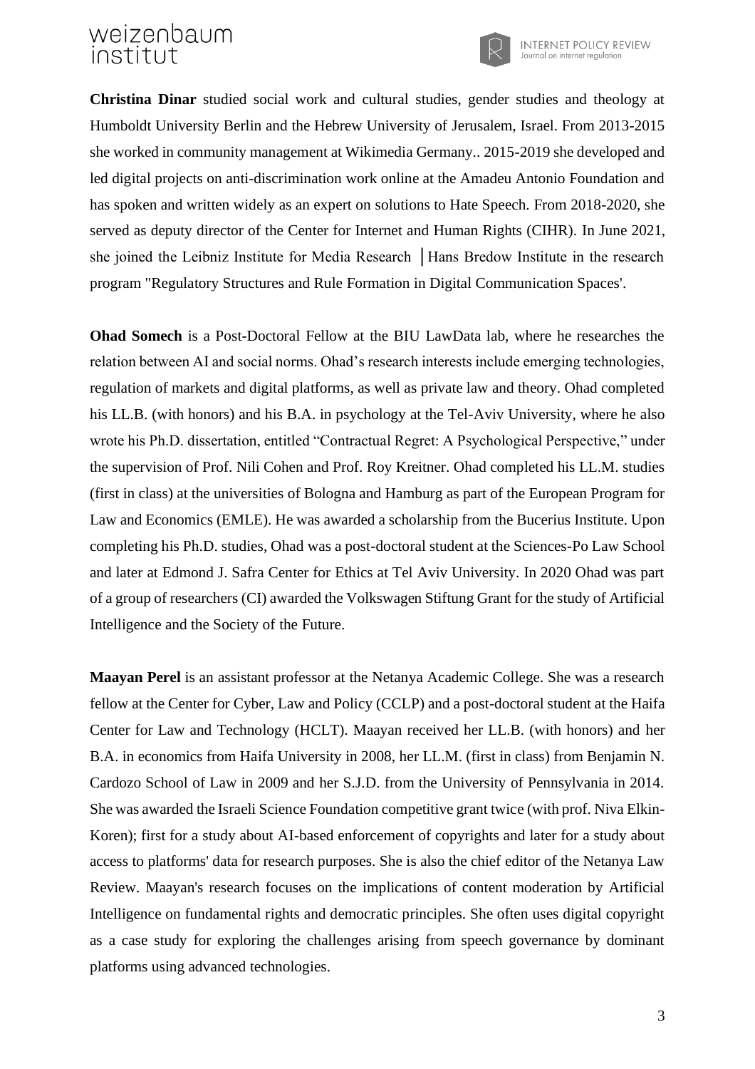**Christina Dinar** studied social work and cultural studies, gender studies and theology at Humboldt University Berlin and the Hebrew University of Jerusalem, Israel. From 2013-2015 she worked in community management at Wikimedia Germany.. 2015-2019 she developed and led digital projects on anti-discrimination work online at the Amadeu Antonio Foundation and has spoken and written widely as an expert on solutions to Hate Speech. From 2018-2020, she served as deputy director of the Center for Internet and Human Rights (CIHR). In June 2021, she joined the Leibniz Institute for Media Research │Hans Bredow Institute in the research program "Regulatory Structures and Rule Formation in Digital Communication Spaces'.

**Ohad Somech** is a Post-Doctoral Fellow at the BIU LawData lab, where he researches the relation between AI and social norms. Ohad's research interests include emerging technologies, regulation of markets and digital platforms, as well as private law and theory. Ohad completed his LL.B. (with honors) and his B.A. in psychology at the Tel-Aviv University, where he also wrote his Ph.D. dissertation, entitled "Contractual Regret: A Psychological Perspective," under the supervision of Prof. Nili Cohen and Prof. Roy Kreitner. Ohad completed his LL.M. studies (first in class) at the universities of Bologna and Hamburg as part of the European Program for Law and Economics (EMLE). He was awarded a scholarship from the Bucerius Institute. Upon completing his Ph.D. studies, Ohad was a post-doctoral student at the Sciences-Po Law School and later at Edmond J. Safra Center for Ethics at Tel Aviv University. In 2020 Ohad was part of a group of researchers (CI) awarded the Volkswagen Stiftung Grant for the study of Artificial Intelligence and the Society of the Future.

**Maayan Perel** is an assistant professor at the Netanya Academic College. She was a research fellow at the Center for Cyber, Law and Policy (CCLP) and a post-doctoral student at the Haifa Center for Law and Technology (HCLT). Maayan received her LL.B. (with honors) and her B.A. in economics from Haifa University in 2008, her LL.M. (first in class) from Benjamin N. Cardozo School of Law in 2009 and her S.J.D. from the University of Pennsylvania in 2014. She was awarded the Israeli Science Foundation competitive grant twice (with prof. Niva Elkin-Koren); first for a study about AI-based enforcement of copyrights and later for a study about access to platforms' data for research purposes. She is also the chief editor of the Netanya Law Review. Maayan's research focuses on the implications of content moderation by Artificial Intelligence on fundamental rights and democratic principles. She often uses digital copyright as a case study for exploring the challenges arising from speech governance by dominant platforms using advanced technologies.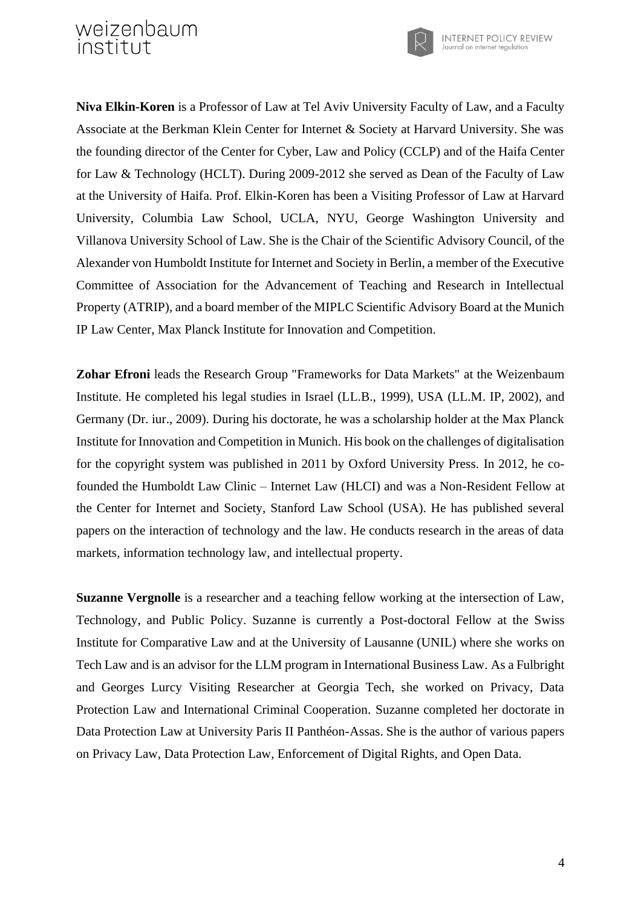**Niva Elkin-Koren** is a Professor of Law at Tel Aviv University Faculty of Law, and a Faculty Associate at the Berkman Klein Center for Internet & Society at Harvard University. She was the founding director of the Center for Cyber, Law and Policy (CCLP) and of the Haifa Center for Law & Technology (HCLT). During 2009-2012 she served as Dean of the Faculty of Law at the University of Haifa. Prof. Elkin-Koren has been a Visiting Professor of Law at Harvard University, Columbia Law School, UCLA, NYU, George Washington University and Villanova University School of Law. She is the Chair of the Scientific Advisory Council, of the Alexander von Humboldt Institute for Internet and Society in Berlin, a member of the Executive Committee of Association for the Advancement of Teaching and Research in Intellectual Property (ATRIP), and a board member of the MIPLC Scientific Advisory Board at the Munich IP Law Center, Max Planck Institute for Innovation and Competition.

**Zohar Efroni** leads the Research Group "Frameworks for Data Markets" at the Weizenbaum Institute. He completed his legal studies in Israel (LL.B., 1999), USA (LL.M. IP, 2002), and Germany (Dr. iur., 2009). During his doctorate, he was a scholarship holder at the Max Planck Institute for Innovation and Competition in Munich. His book on the challenges of digitalisation for the copyright system was published in 2011 by Oxford University Press. In 2012, he co-founded the Humboldt Law Clinic – Internet Law (HLCI) and was a Non-Resident Fellow at the Center for Internet and Society, Stanford Law School (USA). He has published several papers on the interaction of technology and the law. He conducts research in the areas of data markets, information technology law, and intellectual property.

**Suzanne Vergnolle** is a researcher and a teaching fellow working at the intersection of Law, Technology, and Public Policy. Suzanne is currently a Post-doctoral Fellow at the Swiss Institute for Comparative Law and at the University of Lausanne (UNIL) where she works on Tech Law and is an advisor for the LLM program in International Business Law. As a Fulbright and Georges Lurcy Visiting Researcher at Georgia Tech, she worked on Privacy, Data Protection Law and International Criminal Cooperation. Suzanne completed her doctorate in Data Protection Law at University Paris II Panthéon-Assas. She is the author of various papers on Privacy Law, Data Protection Law, Enforcement of Digital Rights, and Open Data.